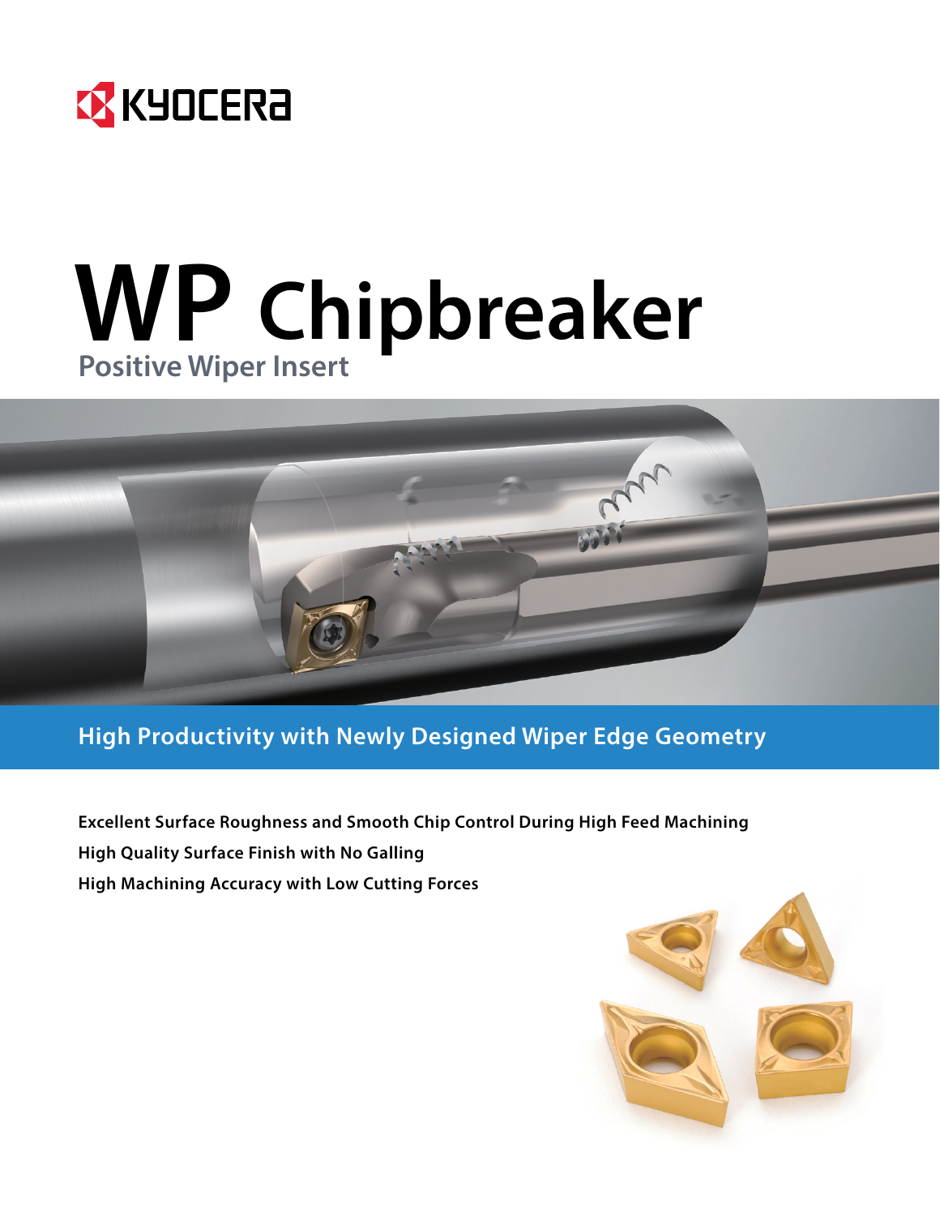KYOCERA

# WP Chipbreaker

## Positive Wiper Insert

**High Productivity with Newly Designed Wiper Edge Geometry**

**Excellent Surface Roughness and Smooth Chip Control During High Feed Machining**

**High Quality Surface Finish with No Galling**

**High Machining Accuracy with Low Cutting Forces**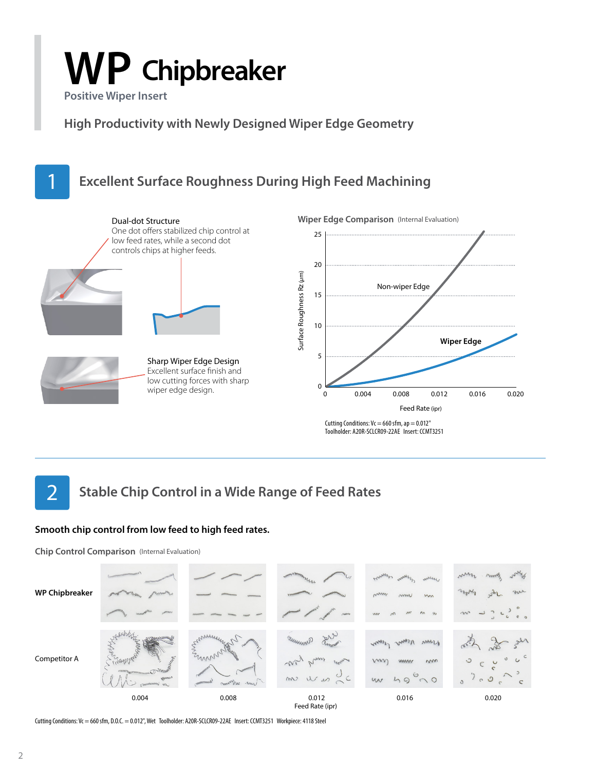# WP Chipbreaker

Positive Wiper Insert

## High Productivity with Newly Designed Wiper Edge Geometry

## 1 Excellent Surface Roughness During High Feed Machining

**Dual-dot Structure**
One dot offers stabilized chip control at low feed rates, while a second dot controls chips at higher feeds.

**Sharp Wiper Edge Design**
Excellent surface finish and low cutting forces with sharp wiper edge design.

**Wiper Edge Comparison** (Internal Evaluation)

Surface Roughness Rz (μm) vs. Feed Rate (ipr): Non-wiper Edge, Wiper Edge

Cutting Conditions: Vc = 660 sfm, ap = 0.012"
Toolholder: A20R-SCLCR09-22AE Insert: CCMT3251

## 2 Stable Chip Control in a Wide Range of Feed Rates

**Smooth chip control from low feed to high feed rates.**

**Chip Control Comparison** (Internal Evaluation)

Rows: WP Chipbreaker, Competitor A

Feed Rate (ipr): 0.004, 0.008, 0.012, 0.016, 0.020

Cutting Conditions: Vc = 660 sfm, D.O.C. = 0.012", Wet Toolholder: A20R-SCLCR09-22AE Insert: CCMT3251 Workpiece: 4118 Steel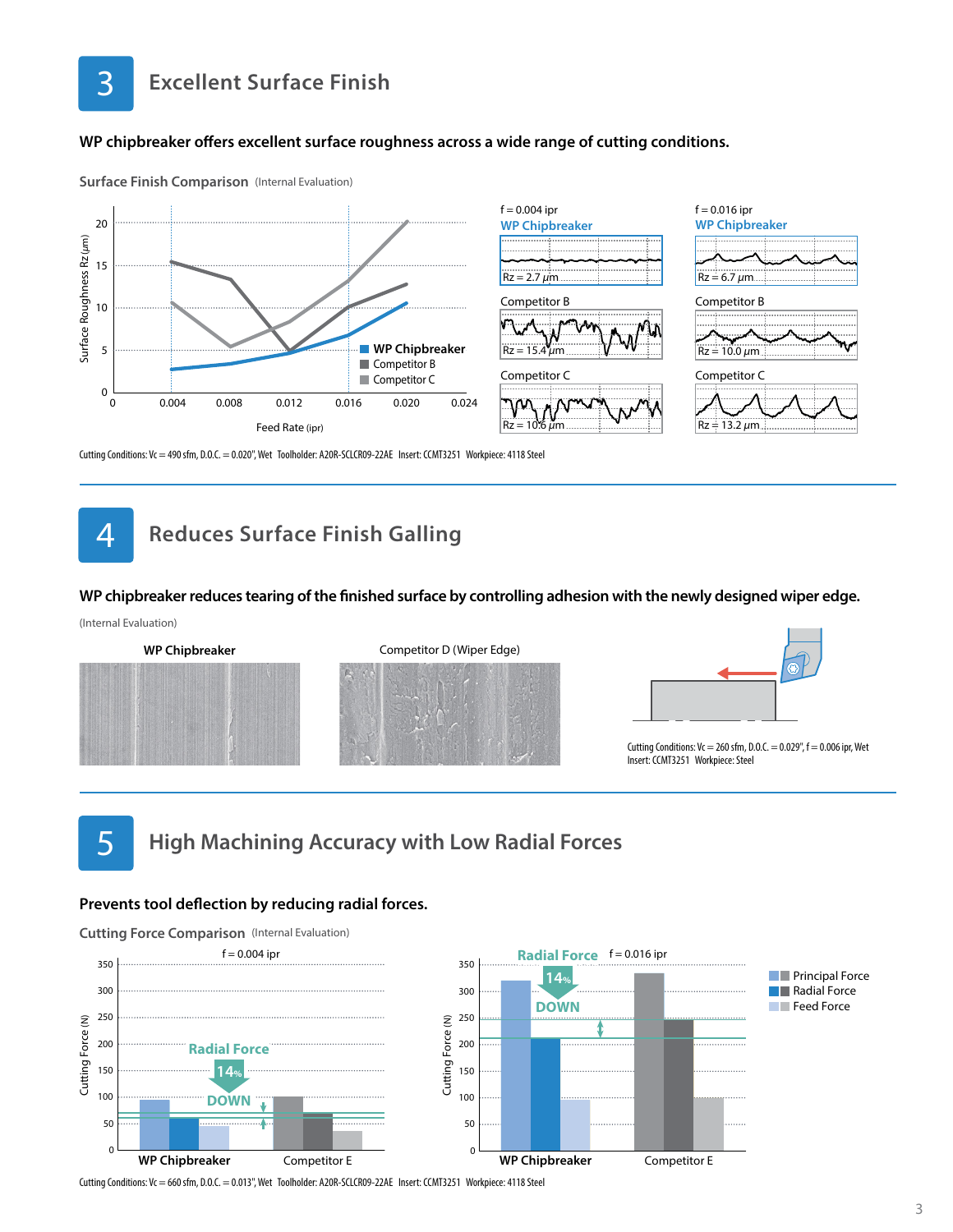## 3 Excellent Surface Finish

**WP chipbreaker offers excellent surface roughness across a wide range of cutting conditions.**

Surface Finish Comparison (Internal Evaluation)

| | f = 0.004 ipr | f = 0.016 ipr |
|---|---|---|
| WP Chipbreaker | Rz = 2.7 μm | Rz = 6.7 μm |
| Competitor B | Rz = 15.4 μm | Rz = 10.0 μm |
| Competitor C | Rz = 10.6 μm | Rz = 13.2 μm |

Cutting Conditions: Vc = 490 sfm, D.O.C. = 0.020", Wet Toolholder: A20R-SCLCR09-22AE Insert: CCMT3251 Workpiece: 4118 Steel

## 4 Reduces Surface Finish Galling

**WP chipbreaker reduces tearing of the finished surface by controlling adhesion with the newly designed wiper edge.**

(Internal Evaluation)

WP Chipbreaker

Competitor D (Wiper Edge)

Cutting Conditions: Vc = 260 sfm, D.O.C. = 0.029", f = 0.006 ipr, Wet
Insert: CCMT3251 Workpiece: Steel

## 5 High Machining Accuracy with Low Radial Forces

**Prevents tool deflection by reducing radial forces.**

Cutting Force Comparison (Internal Evaluation)

f = 0.004 ipr: Radial Force 14% DOWN (WP Chipbreaker vs. Competitor E)

f = 0.016 ipr: Radial Force 14% DOWN (WP Chipbreaker vs. Competitor E)

Principal Force / Radial Force / Feed Force

Cutting Conditions: Vc = 660 sfm, D.O.C. = 0.013", Wet Toolholder: A20R-SCLCR09-22AE Insert: CCMT3251 Workpiece: 4118 Steel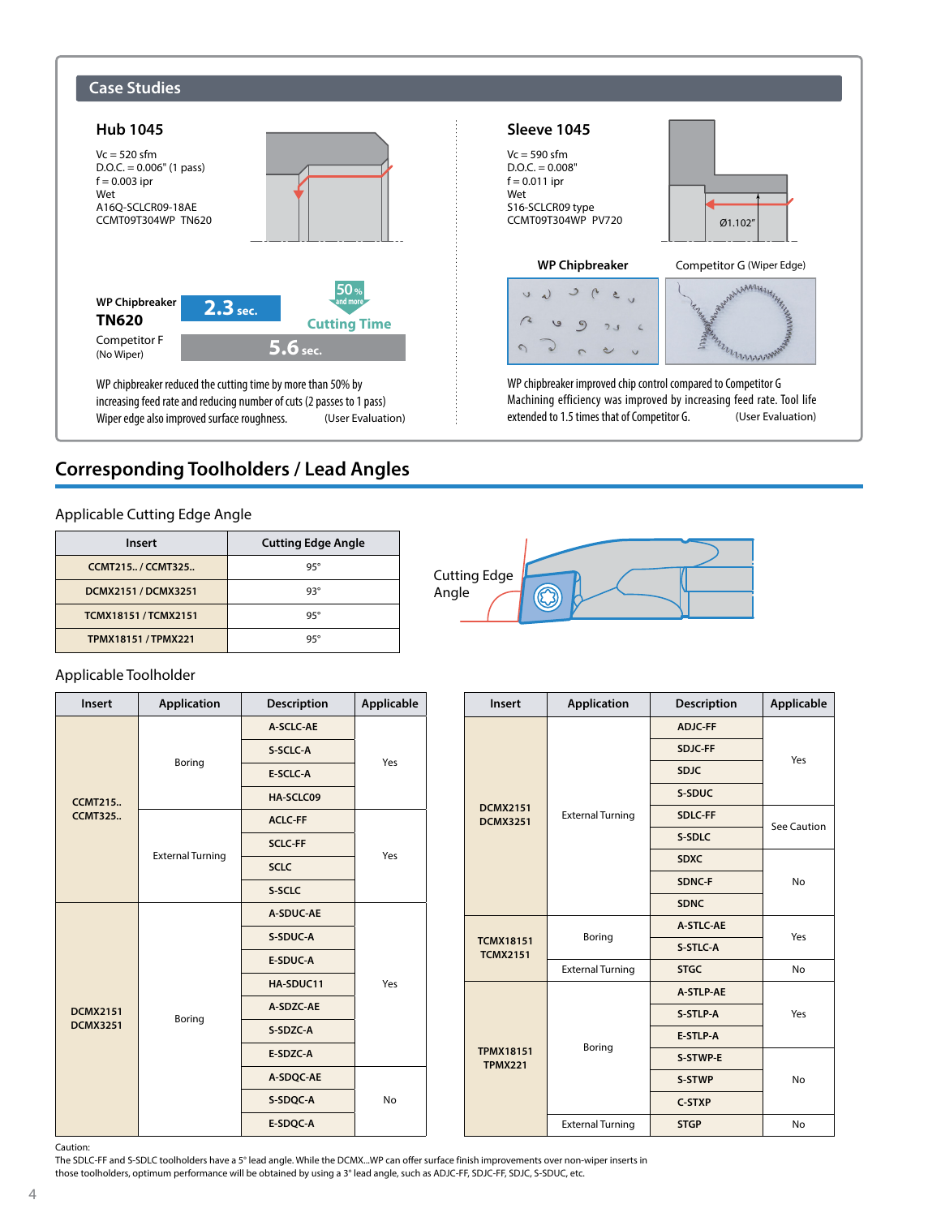## Case Studies

### Hub 1045

Vc = 520 sfm
D.O.C. = 0.006" (1 pass)
f = 0.003 ipr
Wet
A16Q-SCLCR09-18AE
CCMT09T304WP TN620

**WP Chipbreaker TN620**: 2.3 sec.

Competitor F (No Wiper): 5.6 sec.

50% and more Cutting Time

WP chipbreaker reduced the cutting time by more than 50% by increasing feed rate and reducing number of cuts (2 passes to 1 pass) Wiper edge also improved surface roughness. (User Evaluation)

### Sleeve 1045

Vc = 590 sfm
D.O.C. = 0.008"
f = 0.011 ipr
Wet
S16-SCLCR09 type
CCMT09T304WP PV720

Ø1.102"

WP Chipbreaker | Competitor G (Wiper Edge)

WP chipbreaker improved chip control compared to Competitor G Machining efficiency was improved by increasing feed rate. Tool life extended to 1.5 times that of Competitor G. (User Evaluation)

## Corresponding Toolholders / Lead Angles

### Applicable Cutting Edge Angle

| Insert | Cutting Edge Angle |
|---|---|
| CCMT215.. / CCMT325.. | 95° |
| DCMX2151 / DCMX3251 | 93° |
| TCMX18151 / TCMX2151 | 95° |
| TPMX18151 / TPMX221 | 95° |

Cutting Edge Angle

### Applicable Toolholder

| Insert | Application | Description | Applicable |
|---|---|---|---|
| CCMT215.. CCMT325.. | Boring | A-SCLC-AE | Yes |
| | | S-SCLC-A | |
| | | E-SCLC-A | |
| | | HA-SCLC09 | |
| | External Turning | ACLC-FF | Yes |
| | | SCLC-FF | |
| | | SCLC | |
| | | S-SCLC | |
| DCMX2151 DCMX3251 | Boring | A-SDUC-AE | Yes |
| | | S-SDUC-A | |
| | | E-SDUC-A | |
| | | HA-SDUC11 | |
| | | A-SDZC-AE | |
| | | S-SDZC-A | |
| | | E-SDZC-A | |
| | | A-SDQC-AE | No |
| | | S-SDQC-A | |
| | | E-SDQC-A | |

| Insert | Application | Description | Applicable |
|---|---|---|---|
| DCMX2151 DCMX3251 | External Turning | ADJC-FF | Yes |
| | | SDJC-FF | |
| | | SDJC | |
| | | S-SDUC | |
| | | SDLC-FF | See Caution |
| | | S-SDLC | |
| | | SDXC | No |
| | | SDNC-F | |
| | | SDNC | |
| TCMX18151 TCMX2151 | Boring | A-STLC-AE | Yes |
| | | S-STLC-A | |
| | External Turning | STGC | No |
| TPMX18151 TPMX221 | Boring | A-STLP-AE | Yes |
| | | S-STLP-A | |
| | | E-STLP-A | |
| | | S-STWP-E | No |
| | | S-STWP | |
| | | C-STXP | |
| | External Turning | STGP | No |

Caution:
The SDLC-FF and S-SDLC toolholders have a 5° lead angle. While the DCMX...WP can offer surface finish improvements over non-wiper inserts in those toolholders, optimum performance will be obtained by using a 3° lead angle, such as ADJC-FF, SDJC-FF, SDJC, S-SDUC, etc.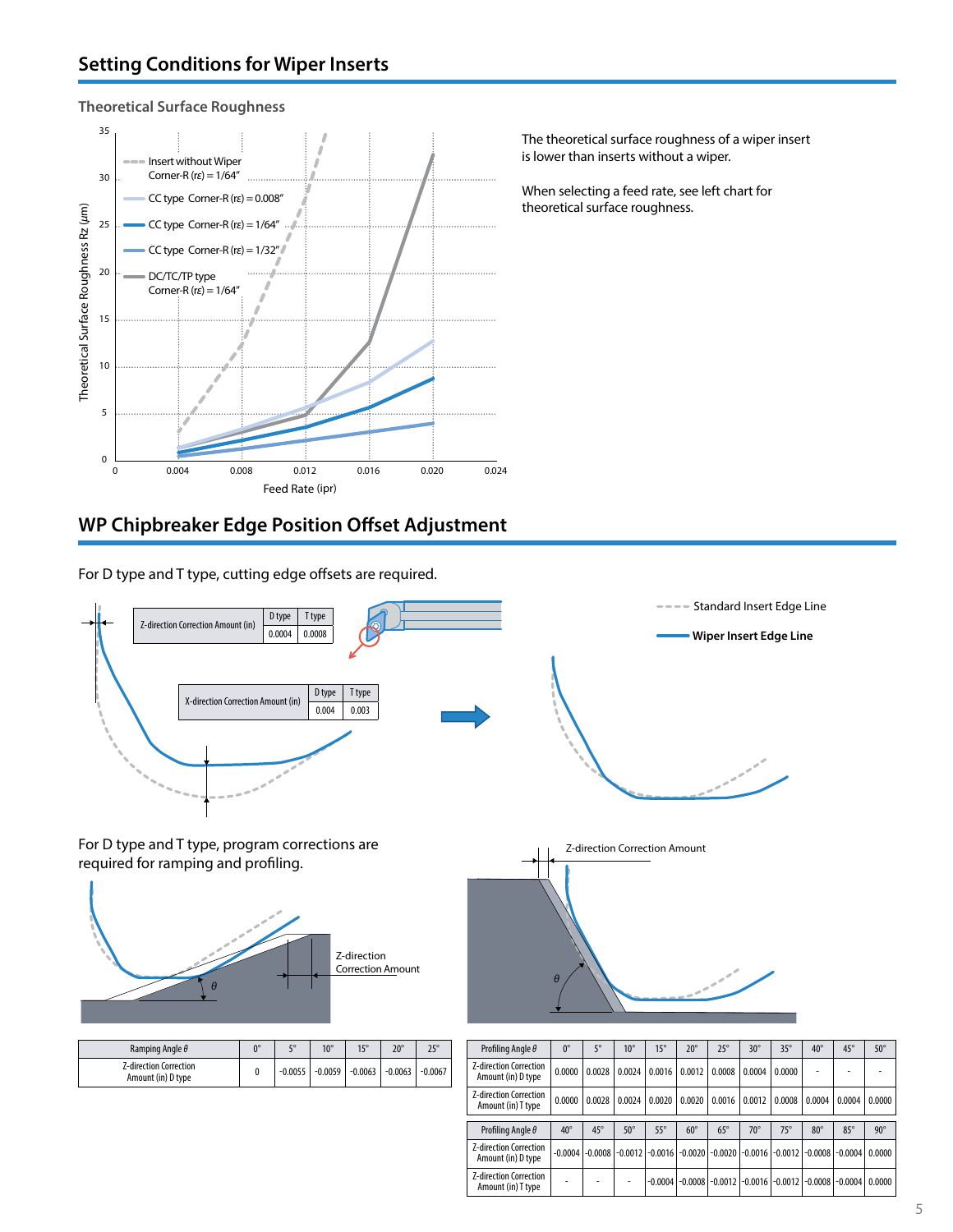## Setting Conditions for Wiper Inserts

### Theoretical Surface Roughness

The theoretical surface roughness of a wiper insert is lower than inserts without a wiper.

When selecting a feed rate, see left chart for theoretical surface roughness.

## WP Chipbreaker Edge Position Offset Adjustment

For D type and T type, cutting edge offsets are required.

| Z-direction Correction Amount (in) | D type | T type |
|---|---|---|
| | 0.0004 | 0.0008 |

| X-direction Correction Amount (in) | D type | T type |
|---|---|---|
| | 0.004 | 0.003 |

Standard Insert Edge Line

**Wiper Insert Edge Line**

For D type and T type, program corrections are required for ramping and profiling.

| Ramping Angle $\theta$ | 0° | 5° | 10° | 15° | 20° | 25° |
|---|---|---|---|---|---|---|
| Z-direction Correction Amount (in) D type | 0 | -0.0055 | -0.0059 | -0.0063 | -0.0063 | -0.0067 |

| Profiling Angle $\theta$ | 0° | 5° | 10° | 15° | 20° | 25° | 30° | 35° | 40° | 45° | 50° |
|---|---|---|---|---|---|---|---|---|---|---|---|
| Z-direction Correction Amount (in) D type | 0.0000 | 0.0028 | 0.0024 | 0.0016 | 0.0012 | 0.0008 | 0.0004 | 0.0000 | - | - | - |
| Z-direction Correction Amount (in) T type | 0.0000 | 0.0028 | 0.0024 | 0.0020 | 0.0020 | 0.0016 | 0.0012 | 0.0008 | 0.0004 | 0.0004 | 0.0000 |

| Profiling Angle $\theta$ | 40° | 45° | 50° | 55° | 60° | 65° | 70° | 75° | 80° | 85° | 90° |
|---|---|---|---|---|---|---|---|---|---|---|---|
| Z-direction Correction Amount (in) D type | -0.0004 | -0.0008 | -0.0012 | -0.0016 | -0.0020 | -0.0020 | -0.0016 | -0.0012 | -0.0008 | -0.0004 | 0.0000 |
| Z-direction Correction Amount (in) T type | - | - | - | -0.0004 | -0.0008 | -0.0012 | -0.0016 | -0.0012 | -0.0008 | -0.0004 | 0.0000 |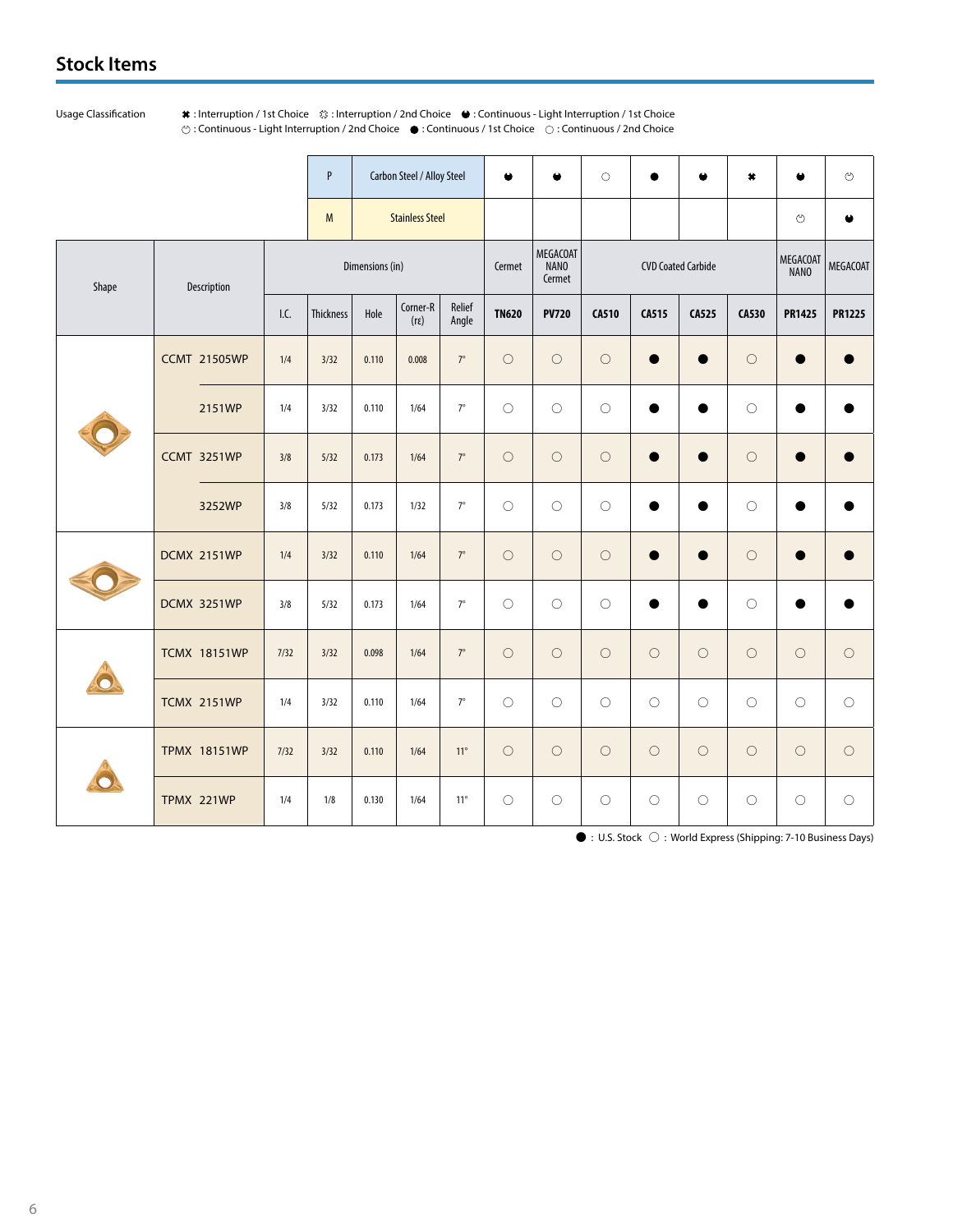## Stock Items

Usage Classification: ✖ : Interruption / 1st Choice  ⚙ : Interruption / 2nd Choice  ◕ : Continuous - Light Interruption / 1st Choice  ◌ : Continuous - Light Interruption / 2nd Choice  ● : Continuous / 1st Choice  ○ : Continuous / 2nd Choice

| Shape | Description | Dimensions (in) | | | | | Cermet | MEGACOAT NANO Cermet | CVD Coated Carbide | | | | MEGACOAT NANO | MEGACOAT |
|---|---|---|---|---|---|---|---|---|---|---|---|---|---|---|
| | | P | Carbon Steel / Alloy Steel | | | | ◕ | ◕ | ○ | ● | ◕ | ✖ | ◕ | ◌ |
| | | M | Stainless Steel | | | | | | | | | | ◌ | ◕ |
| | | I.C. | Thickness | Hole | Corner-R (rε) | Relief Angle | TN620 | PV720 | CA510 | CA515 | CA525 | CA530 | PR1425 | PR1225 |
| | CCMT 21505WP | 1/4 | 3/32 | 0.110 | 0.008 | 7° | ○ | ○ | ○ | ● | ● | ○ | ● | ● |
| | 2151WP | 1/4 | 3/32 | 0.110 | 1/64 | 7° | ○ | ○ | ○ | ● | ● | ○ | ● | ● |
| | CCMT 3251WP | 3/8 | 5/32 | 0.173 | 1/64 | 7° | ○ | ○ | ○ | ● | ● | ○ | ● | ● |
| | 3252WP | 3/8 | 5/32 | 0.173 | 1/32 | 7° | ○ | ○ | ○ | ● | ● | ○ | ● | ● |
| | DCMX 2151WP | 1/4 | 3/32 | 0.110 | 1/64 | 7° | ○ | ○ | ○ | ● | ● | ○ | ● | ● |
| | DCMX 3251WP | 3/8 | 5/32 | 0.173 | 1/64 | 7° | ○ | ○ | ○ | ● | ● | ○ | ● | ● |
| | TCMX 18151WP | 7/32 | 3/32 | 0.098 | 1/64 | 7° | ○ | ○ | ○ | ○ | ○ | ○ | ○ | ○ |
| | TCMX 2151WP | 1/4 | 3/32 | 0.110 | 1/64 | 7° | ○ | ○ | ○ | ○ | ○ | ○ | ○ | ○ |
| | TPMX 18151WP | 7/32 | 3/32 | 0.110 | 1/64 | 11° | ○ | ○ | ○ | ○ | ○ | ○ | ○ | ○ |
| | TPMX 221WP | 1/4 | 1/8 | 0.130 | 1/64 | 11° | ○ | ○ | ○ | ○ | ○ | ○ | ○ | ○ |

● : U.S. Stock ○ : World Express (Shipping: 7-10 Business Days)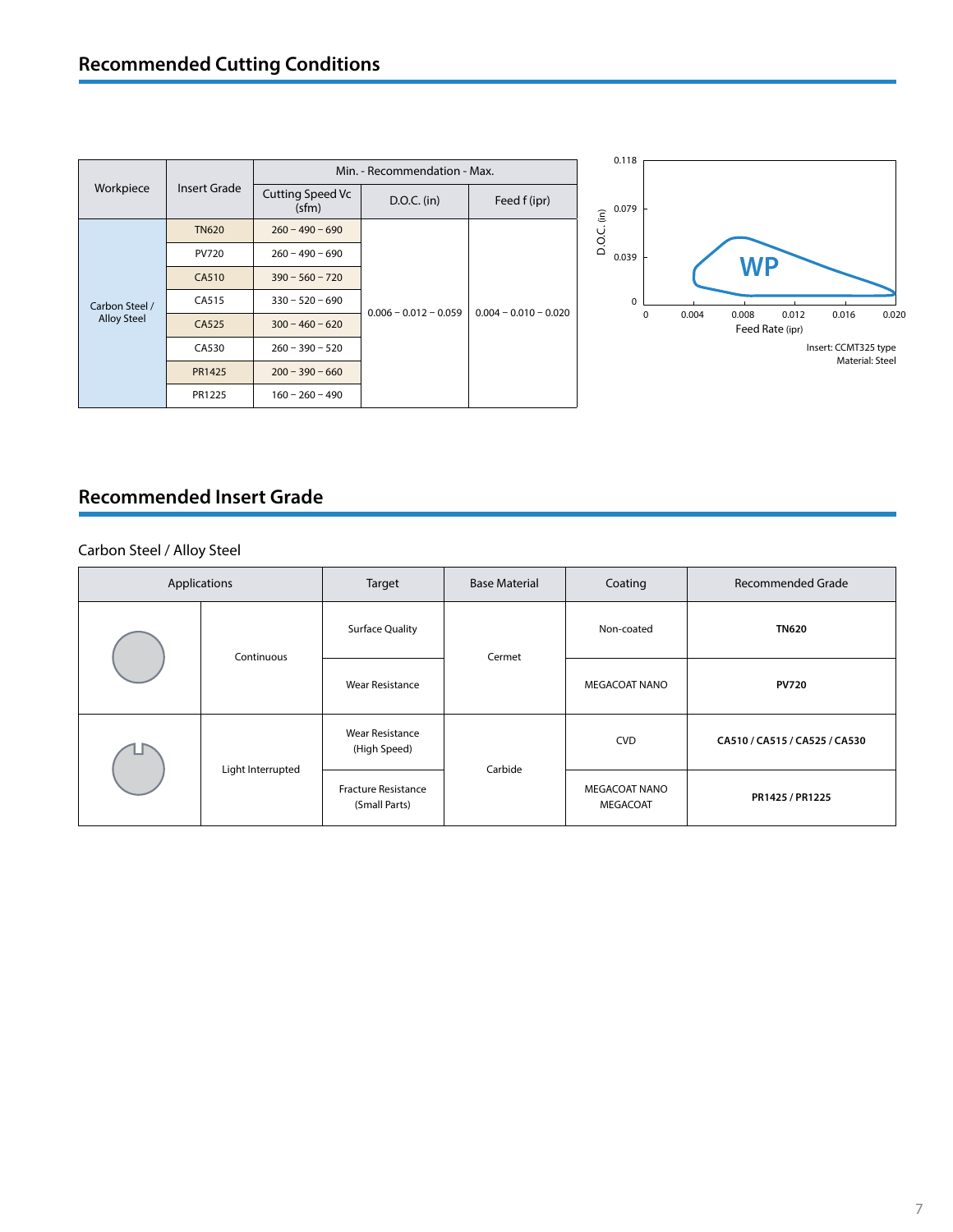## Recommended Cutting Conditions

| Workpiece | Insert Grade | Min. - Recommendation - Max. | | |
|---|---|---|---|---|
| | | Cutting Speed Vc (sfm) | D.O.C. (in) | Feed f (ipr) |
| Carbon Steel / Alloy Steel | TN620 | 260 – 490 – 690 | 0.006 – 0.012 – 0.059 | 0.004 – 0.010 – 0.020 |
| | PV720 | 260 – 490 – 690 | | |
| | CA510 | 390 – 560 – 720 | | |
| | CA515 | 330 – 520 – 690 | | |
| | CA525 | 300 – 460 – 620 | | |
| | CA530 | 260 – 390 – 520 | | |
| | PR1425 | 200 – 390 – 660 | | |
| | PR1225 | 160 – 260 – 490 | | |

D.O.C. (in): 0, 0.039, 0.079, 0.118

WP

Feed Rate (ipr): 0, 0.004, 0.008, 0.012, 0.016, 0.020

Insert: CCMT325 type
Material: Steel

## Recommended Insert Grade

Carbon Steel / Alloy Steel

| Applications | | Target | Base Material | Coating | Recommended Grade |
|---|---|---|---|---|---|
| | Continuous | Surface Quality | Cermet | Non-coated | **TN620** |
| | | Wear Resistance | | MEGACOAT NANO | **PV720** |
| | Light Interrupted | Wear Resistance (High Speed) | Carbide | CVD | **CA510 / CA515 / CA525 / CA530** |
| | | Fracture Resistance (Small Parts) | | MEGACOAT NANO MEGACOAT | **PR1425 / PR1225** |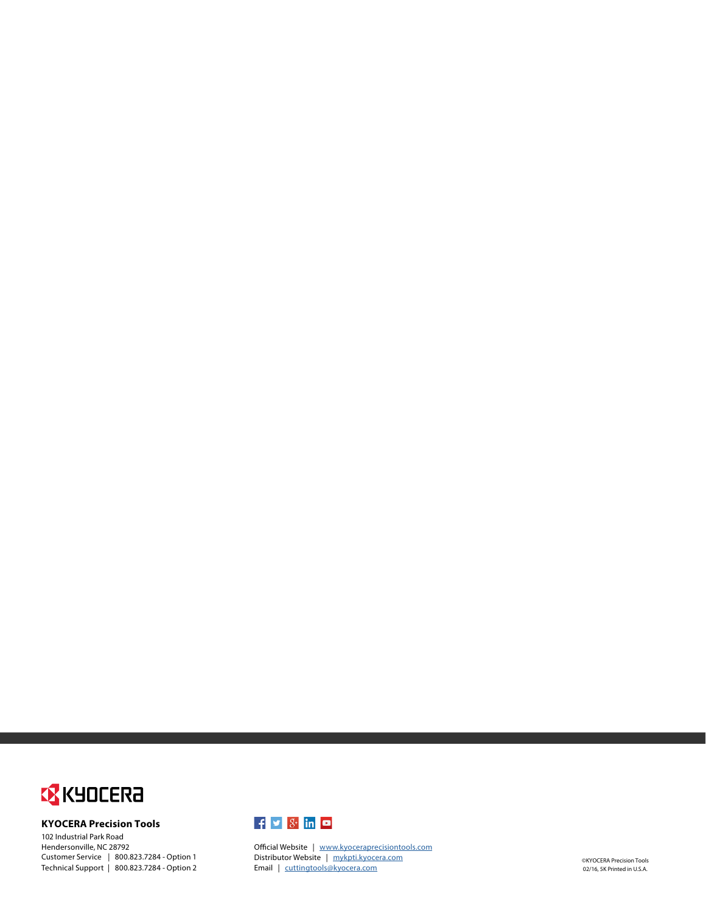KYOCERA

**KYOCERA Precision Tools**

102 Industrial Park Road
Hendersonville, NC 28792
Customer Service | 800.823.7284 - Option 1
Technical Support | 800.823.7284 - Option 2

Official Website | www.kyoceraprecisiontools.com
Distributor Website | mykpti.kyocera.com
Email | cuttingtools@kyocera.com

©KYOCERA Precision Tools
02/16, 5K Printed in U.S.A.